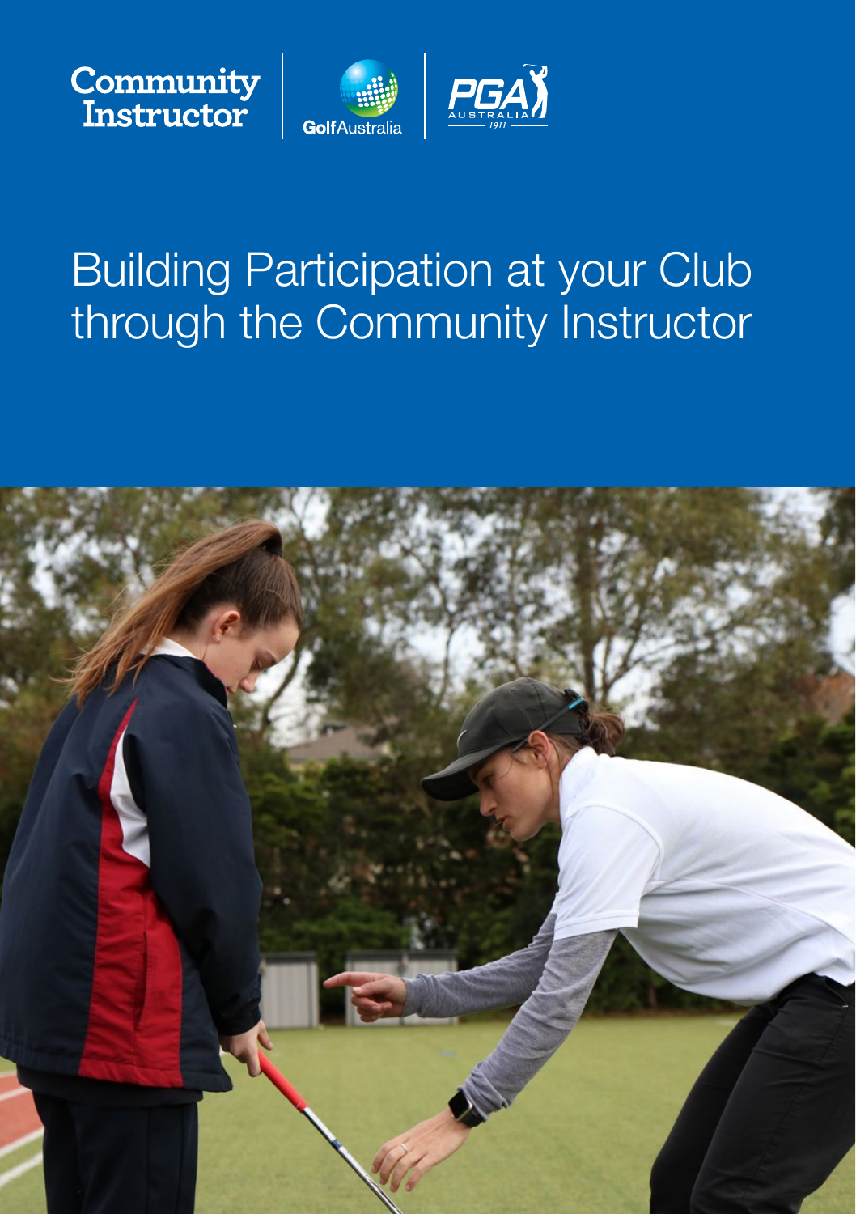Community Instructor | Golf Australia | PGA Australia 1911

# Building Participation at your Club through the Community Instructor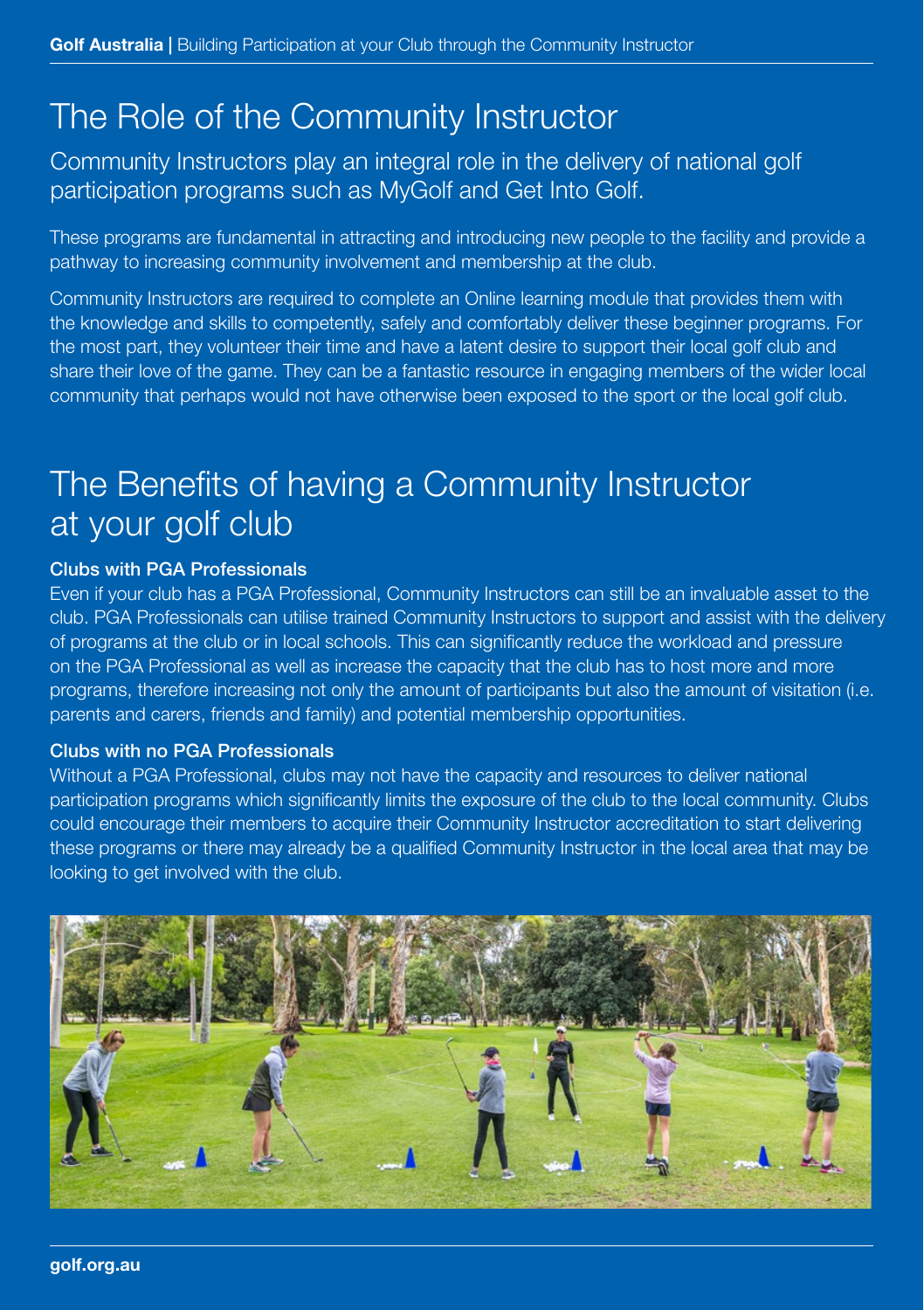# The Role of the Community Instructor

Community Instructors play an integral role in the delivery of national golf participation programs such as MyGolf and Get Into Golf.

These programs are fundamental in attracting and introducing new people to the facility and provide a pathway to increasing community involvement and membership at the club.

Community Instructors are required to complete an Online learning module that provides them with the knowledge and skills to competently, safely and comfortably deliver these beginner programs. For the most part, they volunteer their time and have a latent desire to support their local golf club and share their love of the game. They can be a fantastic resource in engaging members of the wider local community that perhaps would not have otherwise been exposed to the sport or the local golf club.

# The Benefits of having a Community Instructor at your golf club

### Clubs with PGA Professionals

Even if your club has a PGA Professional, Community Instructors can still be an invaluable asset to the club. PGA Professionals can utilise trained Community Instructors to support and assist with the delivery of programs at the club or in local schools. This can significantly reduce the workload and pressure on the PGA Professional as well as increase the capacity that the club has to host more and more programs, therefore increasing not only the amount of participants but also the amount of visitation (i.e. parents and carers, friends and family) and potential membership opportunities.

### Clubs with no PGA Professionals

Without a PGA Professional, clubs may not have the capacity and resources to deliver national participation programs which significantly limits the exposure of the club to the local community. Clubs could encourage their members to acquire their Community Instructor accreditation to start delivering these programs or there may already be a qualified Community Instructor in the local area that may be looking to get involved with the club.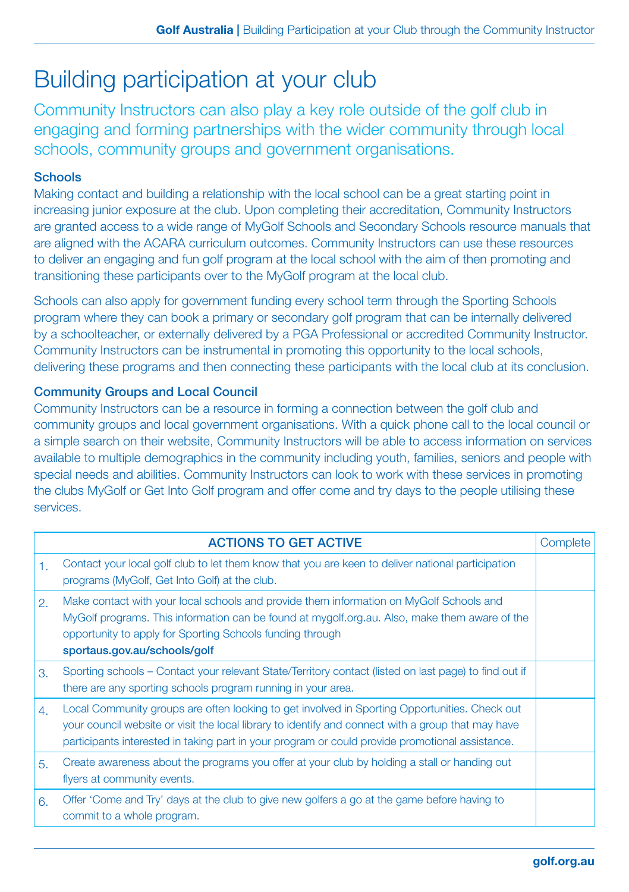# Building participation at your club

Community Instructors can also play a key role outside of the golf club in engaging and forming partnerships with the wider community through local schools, community groups and government organisations.

### Schools

Making contact and building a relationship with the local school can be a great starting point in increasing junior exposure at the club. Upon completing their accreditation, Community Instructors are granted access to a wide range of MyGolf Schools and Secondary Schools resource manuals that are aligned with the ACARA curriculum outcomes. Community Instructors can use these resources to deliver an engaging and fun golf program at the local school with the aim of then promoting and transitioning these participants over to the MyGolf program at the local club.

Schools can also apply for government funding every school term through the Sporting Schools program where they can book a primary or secondary golf program that can be internally delivered by a schoolteacher, or externally delivered by a PGA Professional or accredited Community Instructor. Community Instructors can be instrumental in promoting this opportunity to the local schools, delivering these programs and then connecting these participants with the local club at its conclusion.

### Community Groups and Local Council

Community Instructors can be a resource in forming a connection between the golf club and community groups and local government organisations. With a quick phone call to the local council or a simple search on their website, Community Instructors will be able to access information on services available to multiple demographics in the community including youth, families, seniors and people with special needs and abilities. Community Instructors can look to work with these services in promoting the clubs MyGolf or Get Into Golf program and offer come and try days to the people utilising these services.

| | ACTIONS TO GET ACTIVE | Complete |
|---|---|---|
| 1. | Contact your local golf club to let them know that you are keen to deliver national participation programs (MyGolf, Get Into Golf) at the club. | |
| 2. | Make contact with your local schools and provide them information on MyGolf Schools and MyGolf programs. This information can be found at mygolf.org.au. Also, make them aware of the opportunity to apply for Sporting Schools funding through **sportaus.gov.au/schools/golf** | |
| 3. | Sporting schools – Contact your relevant State/Territory contact (listed on last page) to find out if there are any sporting schools program running in your area. | |
| 4. | Local Community groups are often looking to get involved in Sporting Opportunities. Check out your council website or visit the local library to identify and connect with a group that may have participants interested in taking part in your program or could provide promotional assistance. | |
| 5. | Create awareness about the programs you offer at your club by holding a stall or handing out flyers at community events. | |
| 6. | Offer 'Come and Try' days at the club to give new golfers a go at the game before having to commit to a whole program. | |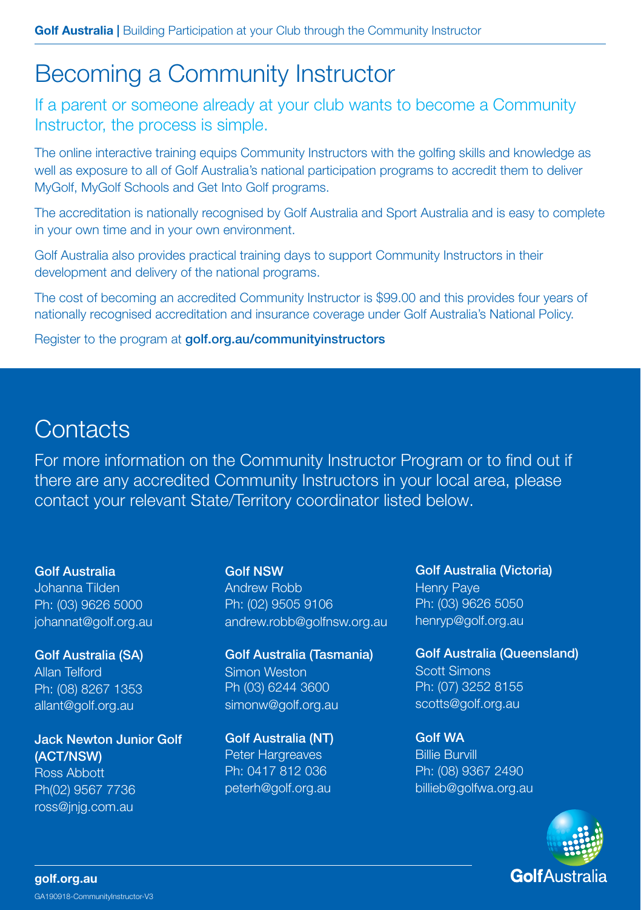# Becoming a Community Instructor

If a parent or someone already at your club wants to become a Community Instructor, the process is simple.

The online interactive training equips Community Instructors with the golfing skills and knowledge as well as exposure to all of Golf Australia's national participation programs to accredit them to deliver MyGolf, MyGolf Schools and Get Into Golf programs.

The accreditation is nationally recognised by Golf Australia and Sport Australia and is easy to complete in your own time and in your own environment.

Golf Australia also provides practical training days to support Community Instructors in their development and delivery of the national programs.

The cost of becoming an accredited Community Instructor is $99.00 and this provides four years of nationally recognised accreditation and insurance coverage under Golf Australia's National Policy.

Register to the program at **golf.org.au/communityinstructors**

# Contacts

For more information on the Community Instructor Program or to find out if there are any accredited Community Instructors in your local area, please contact your relevant State/Territory coordinator listed below.

**Golf Australia**
Johanna Tilden
Ph: (03) 9626 5000
johannat@golf.org.au

**Golf Australia (SA)**
Allan Telford
Ph: (08) 8267 1353
allant@golf.org.au

**Jack Newton Junior Golf (ACT/NSW)**
Ross Abbott
Ph(02) 9567 7736
ross@jnjg.com.au

**Golf NSW**
Andrew Robb
Ph: (02) 9505 9106
andrew.robb@golfnsw.org.au

**Golf Australia (Tasmania)**
Simon Weston
Ph (03) 6244 3600
simonw@golf.org.au

**Golf Australia (NT)**
Peter Hargreaves
Ph: 0417 812 036
peterh@golf.org.au

**Golf Australia (Victoria)**
Henry Paye
Ph: (03) 9626 5050
henryp@golf.org.au

**Golf Australia (Queensland)**
Scott Simons
Ph: (07) 3252 8155
scotts@golf.org.au

**Golf WA**
Billie Burvill
Ph: (08) 9367 2490
billieb@golfwa.org.au

**golf.org.au**

GA190918-CommunityInstructor-V3